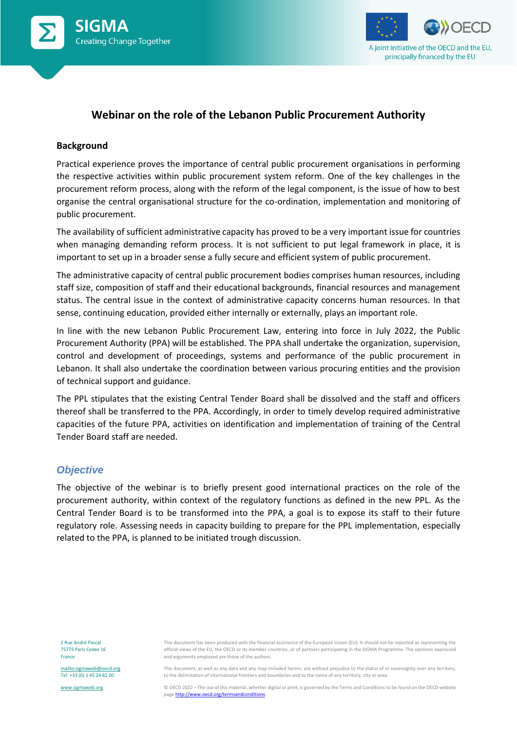# Webinar on the role of the Lebanon Public Procurement Authority

## Background

Practical experience proves the importance of central public procurement organisations in performing the respective activities within public procurement system reform. One of the key challenges in the procurement reform process, along with the reform of the legal component, is the issue of how to best organise the central organisational structure for the co-ordination, implementation and monitoring of public procurement.

The availability of sufficient administrative capacity has proved to be a very important issue for countries when managing demanding reform process. It is not sufficient to put legal framework in place, it is important to set up in a broader sense a fully secure and efficient system of public procurement.

The administrative capacity of central public procurement bodies comprises human resources, including staff size, composition of staff and their educational backgrounds, financial resources and management status. The central issue in the context of administrative capacity concerns human resources. In that sense, continuing education, provided either internally or externally, plays an important role.

In line with the new Lebanon Public Procurement Law, entering into force in July 2022, the Public Procurement Authority (PPA) will be established. The PPA shall undertake the organization, supervision, control and development of proceedings, systems and performance of the public procurement in Lebanon. It shall also undertake the coordination between various procuring entities and the provision of technical support and guidance.

The PPL stipulates that the existing Central Tender Board shall be dissolved and the staff and officers thereof shall be transferred to the PPA. Accordingly, in order to timely develop required administrative capacities of the future PPA, activities on identification and implementation of training of the Central Tender Board staff are needed.

## *Objective*

The objective of the webinar is to briefly present good international practices on the role of the procurement authority, within context of the regulatory functions as defined in the new PPL. As the Central Tender Board is to be transformed into the PPA, a goal is to expose its staff to their future regulatory role. Assessing needs in capacity building to prepare for the PPL implementation, especially related to the PPA, is planned to be initiated trough discussion.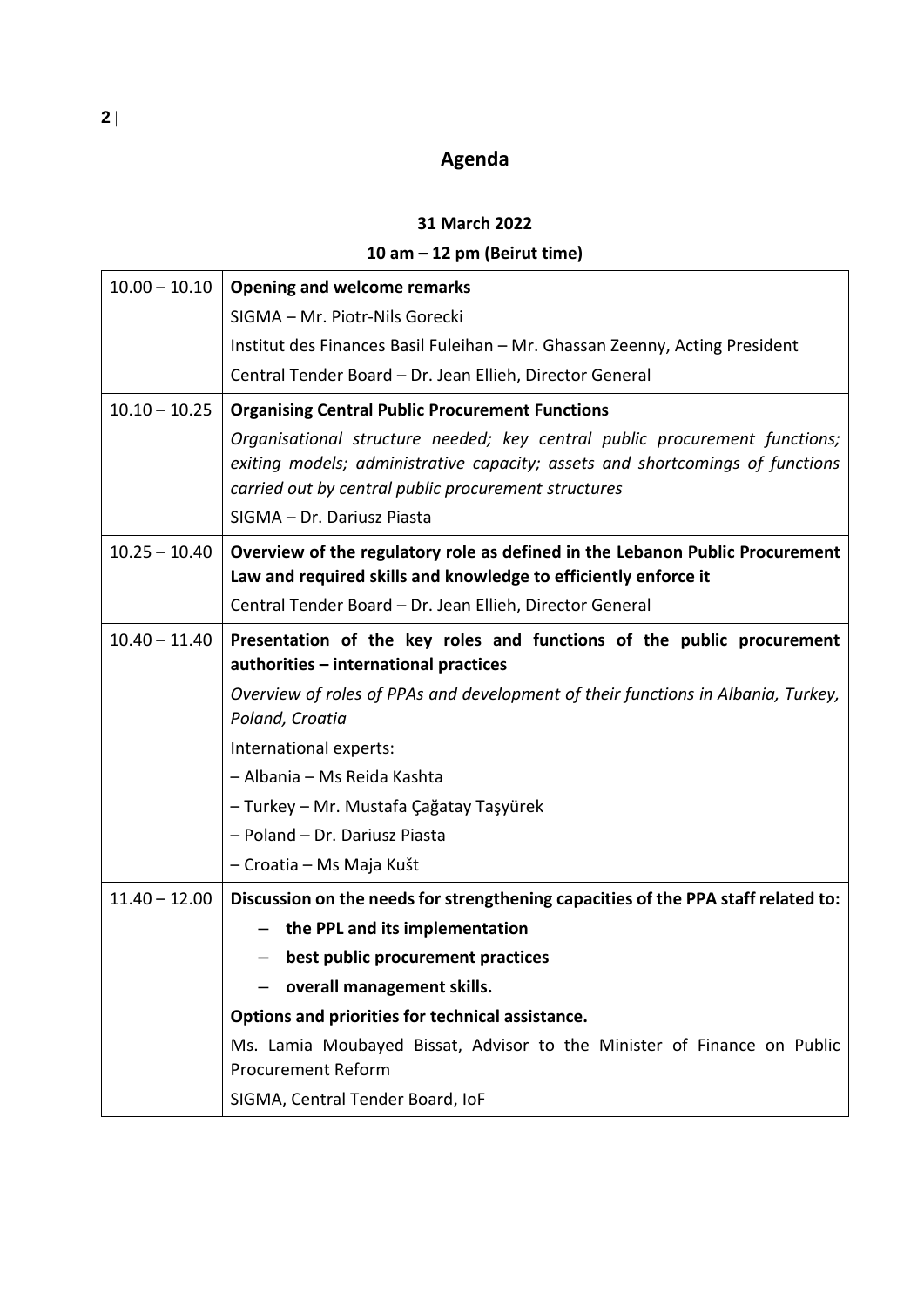# Agenda

**31 March 2022**

**10 am – 12 pm (Beirut time)**

| | |
|---|---|
| 10.00 – 10.10 | **Opening and welcome remarks**<br>SIGMA – Mr. Piotr-Nils Gorecki<br>Institut des Finances Basil Fuleihan – Mr. Ghassan Zeenny, Acting President<br>Central Tender Board – Dr. Jean Ellieh, Director General |
| 10.10 – 10.25 | **Organising Central Public Procurement Functions**<br>*Organisational structure needed; key central public procurement functions; exiting models; administrative capacity; assets and shortcomings of functions carried out by central public procurement structures*<br>SIGMA – Dr. Dariusz Piasta |
| 10.25 – 10.40 | **Overview of the regulatory role as defined in the Lebanon Public Procurement Law and required skills and knowledge to efficiently enforce it**<br>Central Tender Board – Dr. Jean Ellieh, Director General |
| 10.40 – 11.40 | **Presentation of the key roles and functions of the public procurement authorities – international practices**<br>*Overview of roles of PPAs and development of their functions in Albania, Turkey, Poland, Croatia*<br>International experts:<br>– Albania – Ms Reida Kashta<br>– Turkey – Mr. Mustafa Çağatay Taşyürek<br>– Poland – Dr. Dariusz Piasta<br>– Croatia – Ms Maja Kušt |
| 11.40 – 12.00 | **Discussion on the needs for strengthening capacities of the PPA staff related to:**<br>– **the PPL and its implementation**<br>– **best public procurement practices**<br>– **overall management skills.**<br>**Options and priorities for technical assistance.**<br>Ms. Lamia Moubayed Bissat, Advisor to the Minister of Finance on Public Procurement Reform<br>SIGMA, Central Tender Board, IoF |